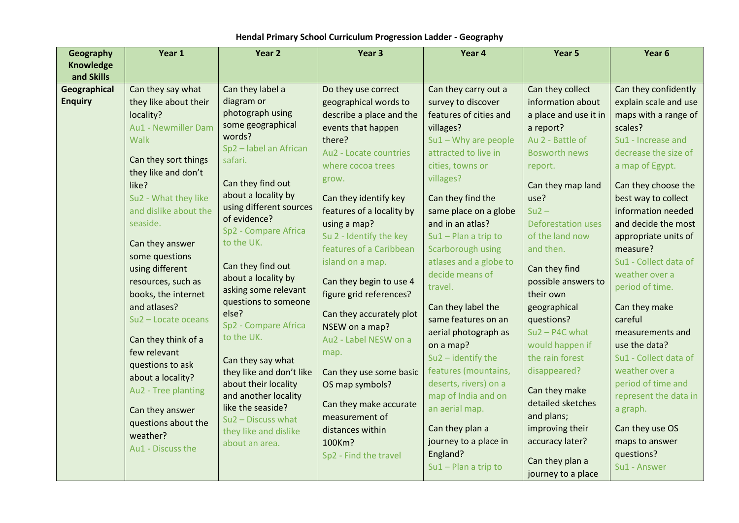**Hendal Primary School Curriculum Progression Ladder - Geography**

| Geography Knowledge and Skills | Year 1 | Year 2 | Year 3 | Year 4 | Year 5 | Year 6 |
|---|---|---|---|---|---|---|
| **Geographical Enquiry** | Can they say what they like about their locality?<br>Au1 - Newmiller Dam Walk<br><br>Can they sort things they like and don't like?<br>Su2 - What they like and dislike about the seaside.<br><br>Can they answer some questions using different resources, such as books, the internet and atlases?<br>Su2 – Locate oceans<br><br>Can they think of a few relevant questions to ask about a locality?<br>Au2 - Tree planting<br><br>Can they answer questions about the weather?<br>Au1 - Discuss the | Can they label a diagram or photograph using some geographical words?<br>Sp2 – label an African safari.<br><br>Can they find out about a locality by using different sources of evidence?<br>Sp2 - Compare Africa to the UK.<br><br>Can they find out about a locality by asking some relevant questions to someone else?<br>Sp2 - Compare Africa to the UK.<br><br>Can they say what they like and don't like about their locality and another locality like the seaside?<br>Su2 – Discuss what they like and dislike about an area. | Do they use correct geographical words to describe a place and the events that happen there?<br>Au2 - Locate countries where cocoa trees grow.<br><br>Can they identify key features of a locality by using a map?<br>Su 2 - Identify the key features of a Caribbean island on a map.<br><br>Can they begin to use 4 figure grid references?<br><br>Can they accurately plot NSEW on a map?<br>Au2 - Label NESW on a map.<br><br>Can they use some basic OS map symbols?<br><br>Can they make accurate measurement of distances within 100Km?<br>Sp2 - Find the travel | Can they carry out a survey to discover features of cities and villages?<br>Su1 – Why are people attracted to live in cities, towns or villages?<br><br>Can they find the same place on a globe and in an atlas?<br>Su1 – Plan a trip to Scarborough using atlases and a globe to decide means of travel.<br><br>Can they label the same features on an aerial photograph as on a map?<br>Su2 – identify the features (mountains, deserts, rivers) on a map of India and on an aerial map.<br><br>Can they plan a journey to a place in England?<br>Su1 – Plan a trip to | Can they collect information about a place and use it in a report?<br>Au 2 - Battle of Bosworth news report.<br><br>Can they map land use?<br>Su2 – Deforestation uses of the land now and then.<br><br>Can they find possible answers to their own geographical questions?<br>Su2 – P4C what would happen if the rain forest disappeared?<br><br>Can they make detailed sketches and plans; improving their accuracy later?<br><br>Can they plan a journey to a place | Can they confidently explain scale and use maps with a range of scales?<br>Su1 - Increase and decrease the size of a map of Egypt.<br><br>Can they choose the best way to collect information needed and decide the most appropriate units of measure?<br>Su1 - Collect data of weather over a period of time.<br><br>Can they make careful measurements and use the data?<br>Su1 - Collect data of weather over a period of time and represent the data in a graph.<br><br>Can they use OS maps to answer questions?<br>Su1 - Answer |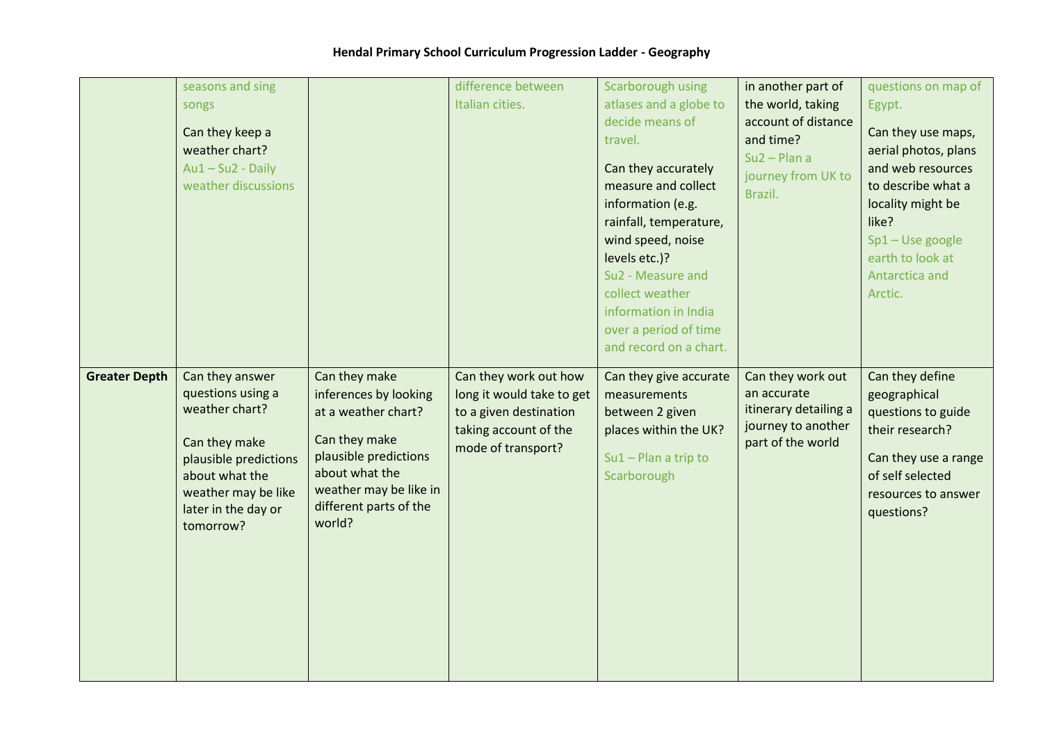# Hendal Primary School Curriculum Progression Ladder - Geography

| | | | | | | |
|---|---|---|---|---|---|---|
| | seasons and sing songs<br><br>Can they keep a weather chart?<br>Au1 – Su2 - Daily weather discussions | | difference between Italian cities. | Scarborough using atlases and a globe to decide means of travel.<br><br>Can they accurately measure and collect information (e.g. rainfall, temperature, wind speed, noise levels etc.)?<br>Su2 - Measure and collect weather information in India over a period of time and record on a chart. | in another part of the world, taking account of distance and time?<br>Su2 – Plan a journey from UK to Brazil. | questions on map of Egypt.<br><br>Can they use maps, aerial photos, plans and web resources to describe what a locality might be like?<br>Sp1 – Use google earth to look at Antarctica and Arctic. |
| **Greater Depth** | Can they answer questions using a weather chart?<br><br>Can they make plausible predictions about what the weather may be like later in the day or tomorrow? | Can they make inferences by looking at a weather chart?<br><br>Can they make plausible predictions about what the weather may be like in different parts of the world? | Can they work out how long it would take to get to a given destination taking account of the mode of transport? | Can they give accurate measurements between 2 given places within the UK?<br><br>Su1 – Plan a trip to Scarborough | Can they work out an accurate itinerary detailing a journey to another part of the world | Can they define geographical questions to guide their research?<br><br>Can they use a range of self selected resources to answer questions? |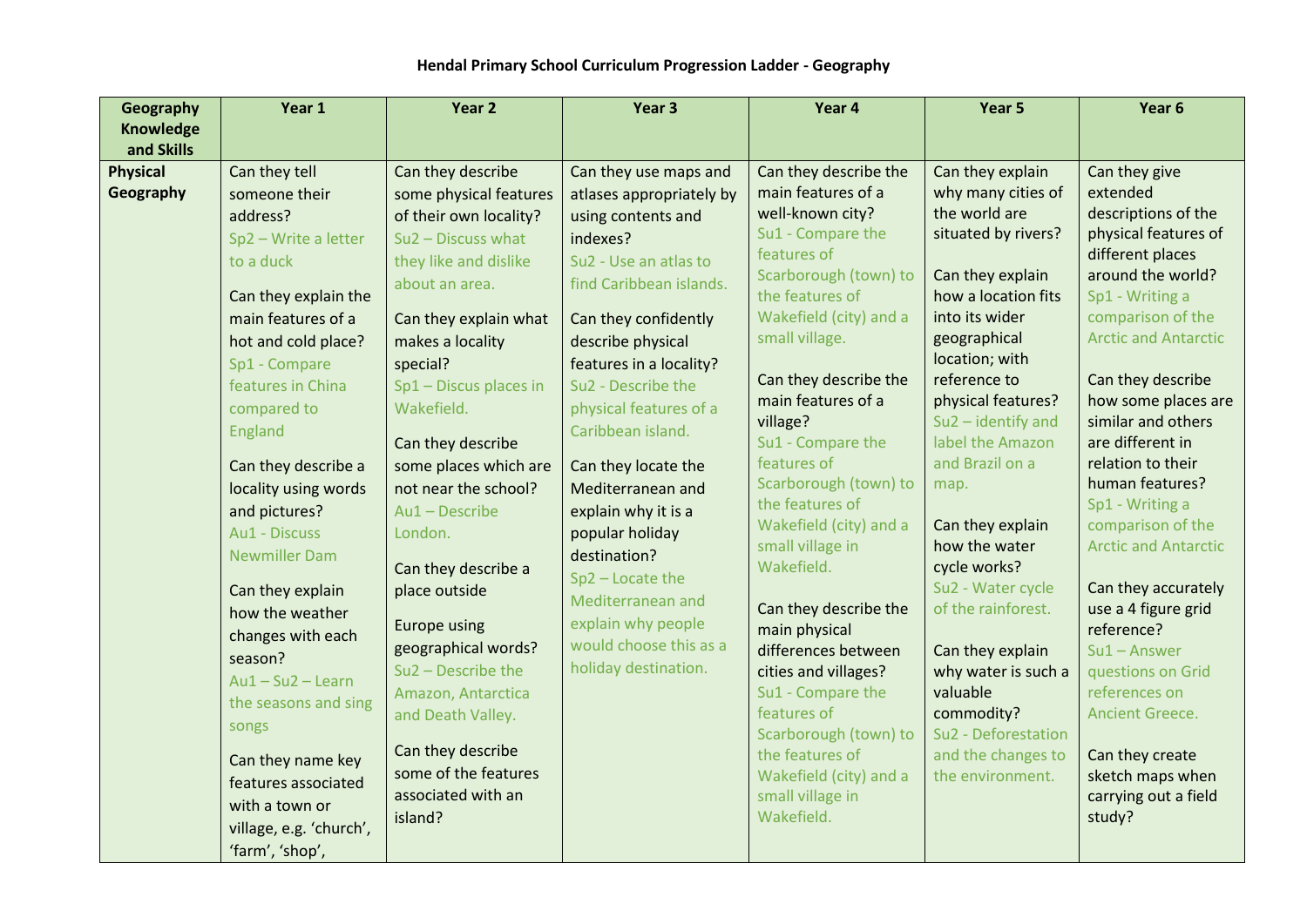**Hendal Primary School Curriculum Progression Ladder - Geography**

| Geography Knowledge and Skills | Year 1 | Year 2 | Year 3 | Year 4 | Year 5 | Year 6 |
|---|---|---|---|---|---|---|
| **Physical Geography** | Can they tell someone their address?<br>Sp2 – Write a letter to a duck<br><br>Can they explain the main features of a hot and cold place?<br>Sp1 - Compare features in China compared to England<br><br>Can they describe a locality using words and pictures?<br>Au1 - Discuss Newmiller Dam<br><br>Can they explain how the weather changes with each season?<br>Au1 – Su2 – Learn the seasons and sing songs<br><br>Can they name key features associated with a town or village, e.g. 'church', 'farm', 'shop', | Can they describe some physical features of their own locality?<br>Su2 – Discuss what they like and dislike about an area.<br><br>Can they explain what makes a locality special?<br>Sp1 – Discus places in Wakefield.<br><br>Can they describe some places which are not near the school?<br>Au1 – Describe London.<br><br>Can they describe a place outside<br><br>Europe using geographical words?<br>Su2 – Describe the Amazon, Antarctica and Death Valley.<br><br>Can they describe some of the features associated with an island? | Can they use maps and atlases appropriately by using contents and indexes?<br>Su2 - Use an atlas to find Caribbean islands.<br><br>Can they confidently describe physical features in a locality?<br>Su2 - Describe the physical features of a Caribbean island.<br><br>Can they locate the Mediterranean and explain why it is a popular holiday destination?<br>Sp2 – Locate the Mediterranean and explain why people would choose this as a holiday destination. | Can they describe the main features of a well-known city?<br>Su1 - Compare the features of Scarborough (town) to the features of Wakefield (city) and a small village.<br><br>Can they describe the main features of a village?<br>Su1 - Compare the features of Scarborough (town) to the features of Wakefield (city) and a small village in Wakefield.<br><br>Can they describe the main physical differences between cities and villages?<br>Su1 - Compare the features of Scarborough (town) to the features of Wakefield (city) and a small village in Wakefield. | Can they explain why many cities of the world are situated by rivers?<br><br>Can they explain how a location fits into its wider geographical location; with reference to physical features?<br>Su2 – identify and label the Amazon and Brazil on a map.<br><br>Can they explain how the water cycle works?<br>Su2 - Water cycle of the rainforest.<br><br>Can they explain why water is such a valuable commodity?<br>Su2 - Deforestation and the changes to the environment. | Can they give extended descriptions of the physical features of different places around the world?<br>Sp1 - Writing a comparison of the Arctic and Antarctic<br><br>Can they describe how some places are similar and others are different in relation to their human features?<br>Sp1 - Writing a comparison of the Arctic and Antarctic<br><br>Can they accurately use a 4 figure grid reference?<br>Su1 – Answer questions on Grid references on Ancient Greece.<br><br>Can they create sketch maps when carrying out a field study? |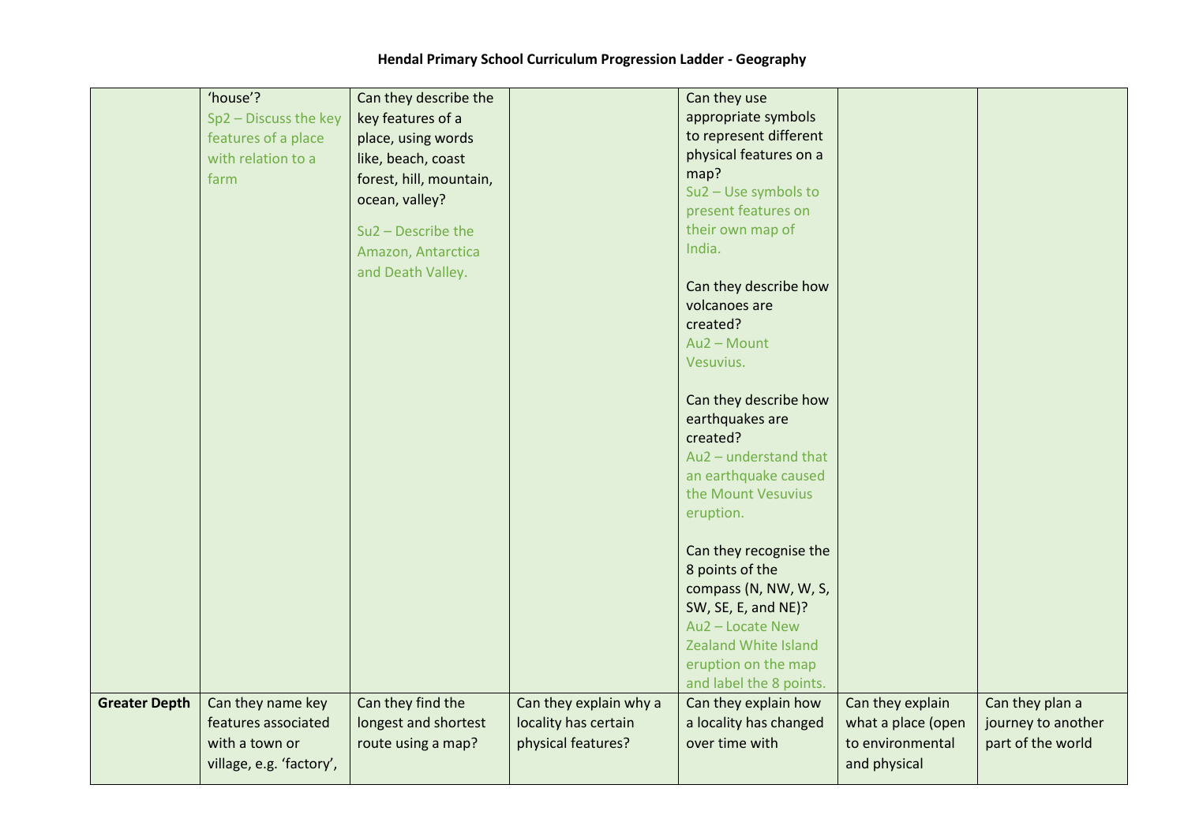# Hendal Primary School Curriculum Progression Ladder - Geography

| | | | | | | |
|---|---|---|---|---|---|---|
| | 'house'?<br>Sp2 – Discuss the key features of a place with relation to a farm | Can they describe the key features of a place, using words like, beach, coast forest, hill, mountain, ocean, valley?<br><br>Su2 – Describe the Amazon, Antarctica and Death Valley. | | Can they use appropriate symbols to represent different physical features on a map?<br>Su2 – Use symbols to present features on their own map of India.<br><br>Can they describe how volcanoes are created?<br>Au2 – Mount Vesuvius.<br><br>Can they describe how earthquakes are created?<br>Au2 – understand that an earthquake caused the Mount Vesuvius eruption.<br><br>Can they recognise the 8 points of the compass (N, NW, W, S, SW, SE, E, and NE)?<br>Au2 – Locate New Zealand White Island eruption on the map and label the 8 points. | | |
| **Greater Depth** | Can they name key features associated with a town or village, e.g. 'factory', | Can they find the longest and shortest route using a map? | Can they explain why a locality has certain physical features? | Can they explain how a locality has changed over time with | Can they explain what a place (open to environmental and physical | Can they plan a journey to another part of the world |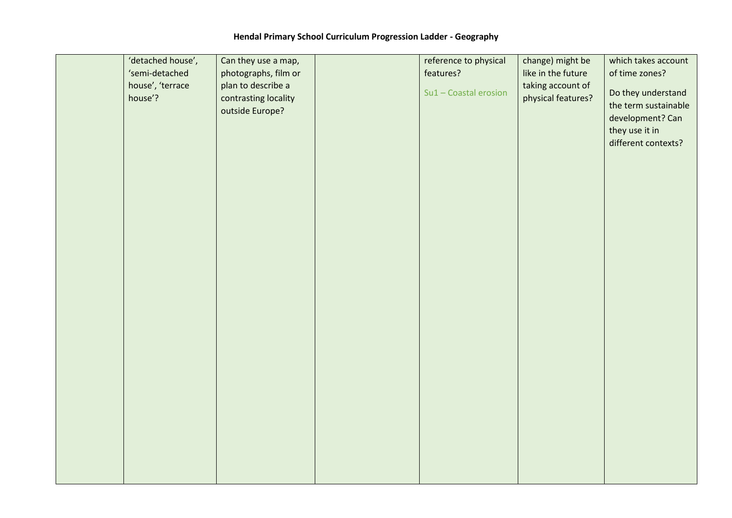**Hendal Primary School Curriculum Progression Ladder - Geography**

| | | | | | | |
|---|---|---|---|---|---|---|
| | 'detached house', 'semi-detached house', 'terrace house'? | Can they use a map, photographs, film or plan to describe a contrasting locality outside Europe? | | reference to physical features?<br><br>Su1 – Coastal erosion | change) might be like in the future taking account of physical features? | which takes account of time zones?<br><br>Do they understand the term sustainable development? Can they use it in different contexts? |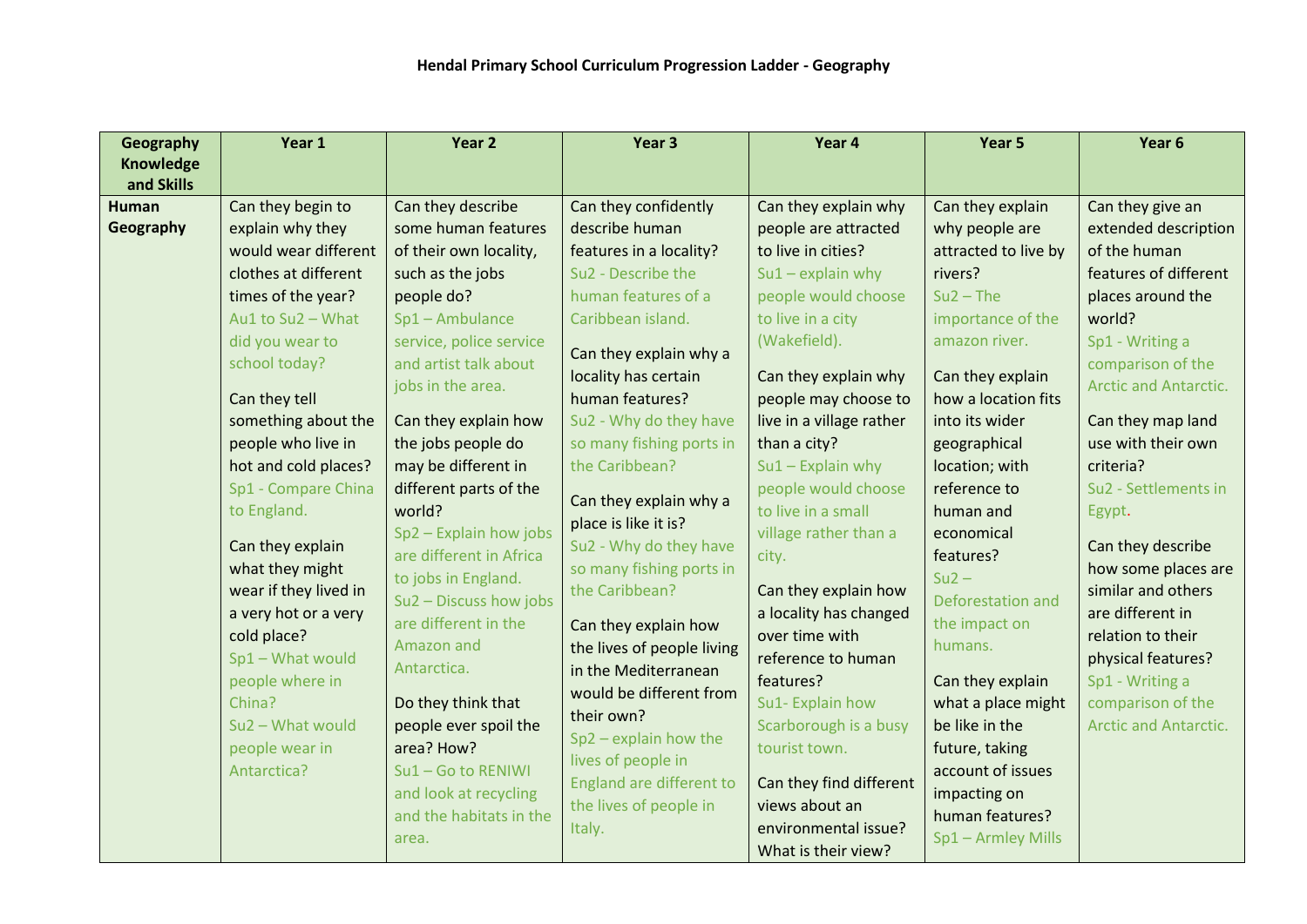**Hendal Primary School Curriculum Progression Ladder - Geography**

| Geography Knowledge and Skills | Year 1 | Year 2 | Year 3 | Year 4 | Year 5 | Year 6 |
|---|---|---|---|---|---|---|
| **Human Geography** | Can they begin to explain why they would wear different clothes at different times of the year? Au1 to Su2 – What did you wear to school today?<br><br>Can they tell something about the people who live in hot and cold places? Sp1 - Compare China to England.<br><br>Can they explain what they might wear if they lived in a very hot or a very cold place? Sp1 – What would people where in China? Su2 – What would people wear in Antarctica? | Can they describe some human features of their own locality, such as the jobs people do? Sp1 – Ambulance service, police service and artist talk about jobs in the area.<br><br>Can they explain how the jobs people do may be different in different parts of the world? Sp2 – Explain how jobs are different in Africa to jobs in England. Su2 – Discuss how jobs are different in the Amazon and Antarctica.<br><br>Do they think that people ever spoil the area? How? Su1 – Go to RENIWI and look at recycling and the habitats in the area. | Can they confidently describe human features in a locality? Su2 - Describe the human features of a Caribbean island.<br><br>Can they explain why a locality has certain human features? Su2 - Why do they have so many fishing ports in the Caribbean?<br><br>Can they explain why a place is like it is? Su2 - Why do they have so many fishing ports in the Caribbean?<br><br>Can they explain how the lives of people living in the Mediterranean would be different from their own? Sp2 – explain how the lives of people in England are different to the lives of people in Italy. | Can they explain why people are attracted to live in cities? Su1 – explain why people would choose to live in a city (Wakefield).<br><br>Can they explain why people may choose to live in a village rather than a city? Su1 – Explain why people would choose to live in a small village rather than a city.<br><br>Can they explain how a locality has changed over time with reference to human features? Su1- Explain how Scarborough is a busy tourist town.<br><br>Can they find different views about an environmental issue? What is their view? | Can they explain why people are attracted to live by rivers? Su2 – The importance of the amazon river.<br><br>Can they explain how a location fits into its wider geographical location; with reference to human and economical features? Su2 – Deforestation and the impact on humans.<br><br>Can they explain what a place might be like in the future, taking account of issues impacting on human features? Sp1 – Armley Mills | Can they give an extended description of the human features of different places around the world? Sp1 - Writing a comparison of the Arctic and Antarctic.<br><br>Can they map land use with their own criteria? Su2 - Settlements in Egypt.<br><br>Can they describe how some places are similar and others are different in relation to their physical features? Sp1 - Writing a comparison of the Arctic and Antarctic. |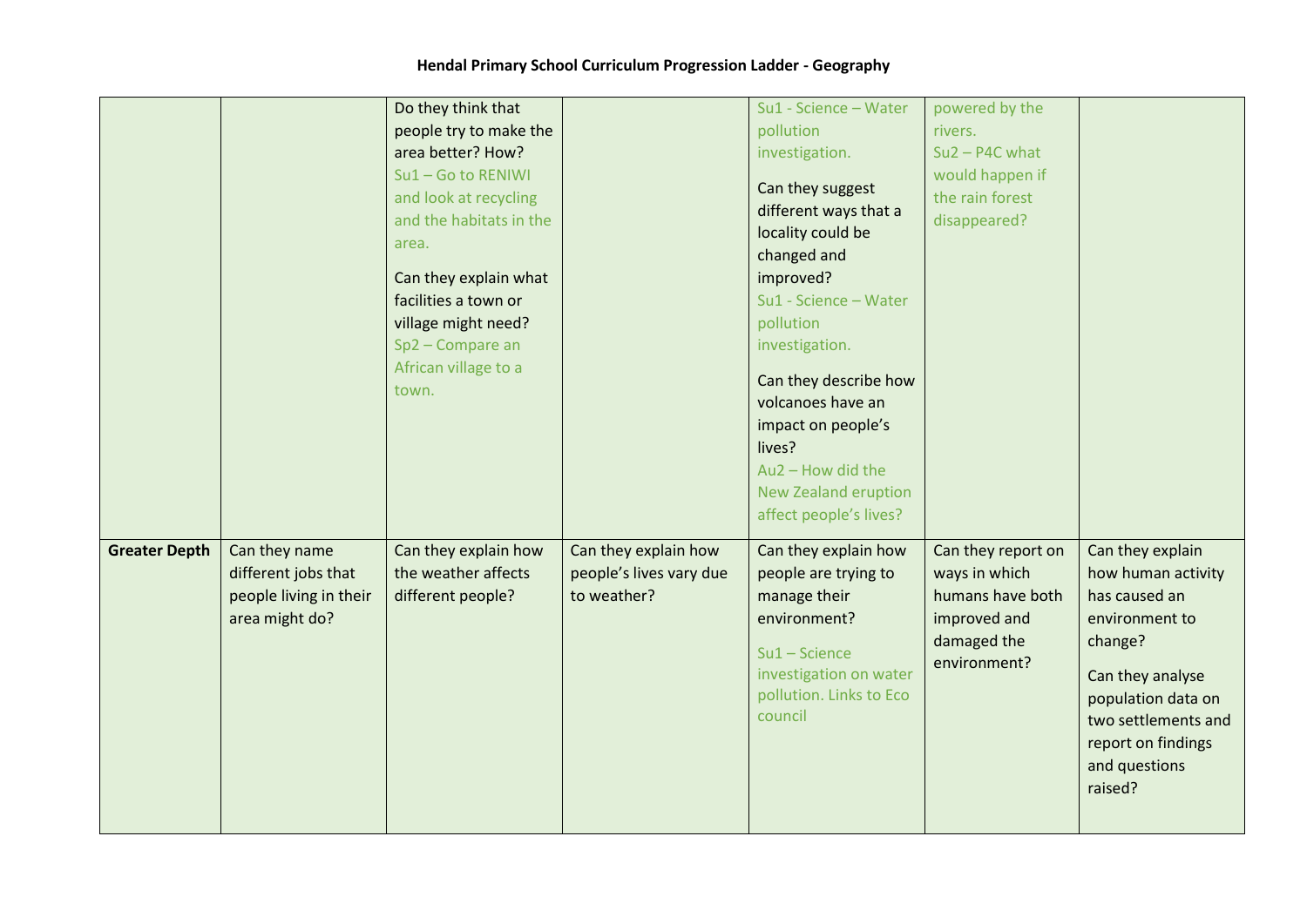# Hendal Primary School Curriculum Progression Ladder - Geography

| | | | | | | |
|---|---|---|---|---|---|---|
| | | Do they think that people try to make the area better? How?<br>Su1 – Go to RENIWI and look at recycling and the habitats in the area.<br>Can they explain what facilities a town or village might need?<br>Sp2 – Compare an African village to a town. | | Su1 - Science – Water pollution investigation.<br>Can they suggest different ways that a locality could be changed and improved?<br>Su1 - Science – Water pollution investigation.<br>Can they describe how volcanoes have an impact on people's lives?<br>Au2 – How did the New Zealand eruption affect people's lives? | powered by the rivers.<br>Su2 – P4C what would happen if the rain forest disappeared? | |
| **Greater Depth** | Can they name different jobs that people living in their area might do? | Can they explain how the weather affects different people? | Can they explain how people's lives vary due to weather? | Can they explain how people are trying to manage their environment?<br>Su1 – Science investigation on water pollution. Links to Eco council | Can they report on ways in which humans have both improved and damaged the environment? | Can they explain how human activity has caused an environment to change?<br>Can they analyse population data on two settlements and report on findings and questions raised? |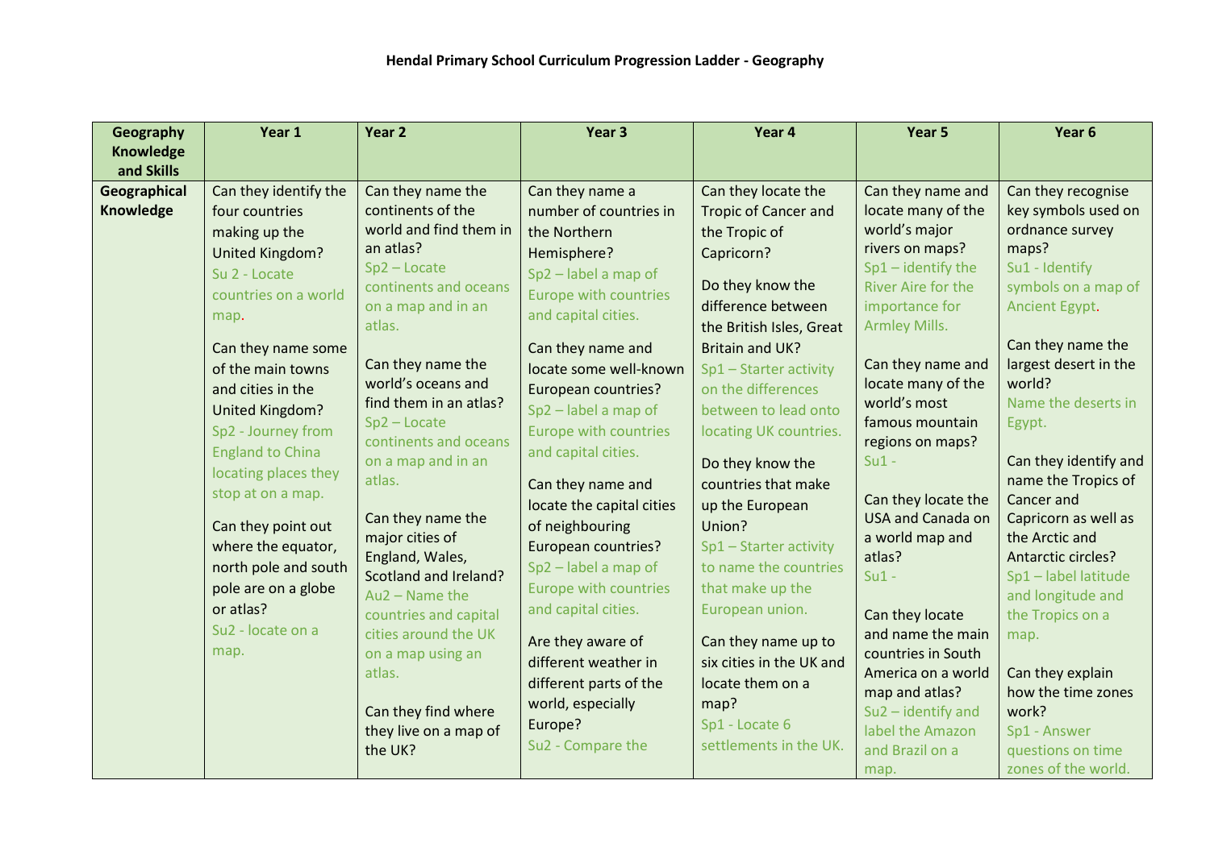**Hendal Primary School Curriculum Progression Ladder - Geography**

| Geography Knowledge and Skills | Year 1 | Year 2 | Year 3 | Year 4 | Year 5 | Year 6 |
|---|---|---|---|---|---|---|
| **Geographical Knowledge** | Can they identify the four countries making up the United Kingdom?<br>Su 2 - Locate countries on a world map.<br><br>Can they name some of the main towns and cities in the United Kingdom?<br>Sp2 - Journey from England to China locating places they stop at on a map.<br><br>Can they point out where the equator, north pole and south pole are on a globe or atlas?<br>Su2 - locate on a map. | Can they name the continents of the world and find them in an atlas?<br>Sp2 – Locate continents and oceans on a map and in an atlas.<br><br>Can they name the world's oceans and find them in an atlas?<br>Sp2 – Locate continents and oceans on a map and in an atlas.<br><br>Can they name the major cities of England, Wales, Scotland and Ireland?<br>Au2 – Name the countries and capital cities around the UK on a map using an atlas.<br><br>Can they find where they live on a map of the UK? | Can they name a number of countries in the Northern Hemisphere?<br>Sp2 – label a map of Europe with countries and capital cities.<br><br>Can they name and locate some well-known European countries?<br>Sp2 – label a map of Europe with countries and capital cities.<br><br>Can they name and locate the capital cities of neighbouring European countries?<br>Sp2 – label a map of Europe with countries and capital cities.<br><br>Are they aware of different weather in different parts of the world, especially Europe?<br>Su2 - Compare the | Can they locate the Tropic of Cancer and the Tropic of Capricorn?<br><br>Do they know the difference between the British Isles, Great Britain and UK?<br>Sp1 – Starter activity on the differences between to lead onto locating UK countries.<br><br>Do they know the countries that make up the European Union?<br>Sp1 – Starter activity to name the countries that make up the European union.<br><br>Can they name up to six cities in the UK and locate them on a map?<br>Sp1 - Locate 6 settlements in the UK. | Can they name and locate many of the world's major rivers on maps?<br>Sp1 – identify the River Aire for the importance for Armley Mills.<br><br>Can they name and locate many of the world's most famous mountain regions on maps?<br>Su1 -<br><br>Can they locate the USA and Canada on a world map and atlas?<br>Su1 -<br><br>Can they locate and name the main countries in South America on a world map and atlas?<br>Su2 – identify and label the Amazon and Brazil on a map. | Can they recognise key symbols used on ordnance survey maps?<br>Su1 - Identify symbols on a map of Ancient Egypt.<br><br>Can they name the largest desert in the world?<br>Name the deserts in Egypt.<br><br>Can they identify and name the Tropics of Cancer and Capricorn as well as the Arctic and Antarctic circles?<br>Sp1 – label latitude and longitude and the Tropics on a map.<br><br>Can they explain how the time zones work?<br>Sp1 - Answer questions on time zones of the world. |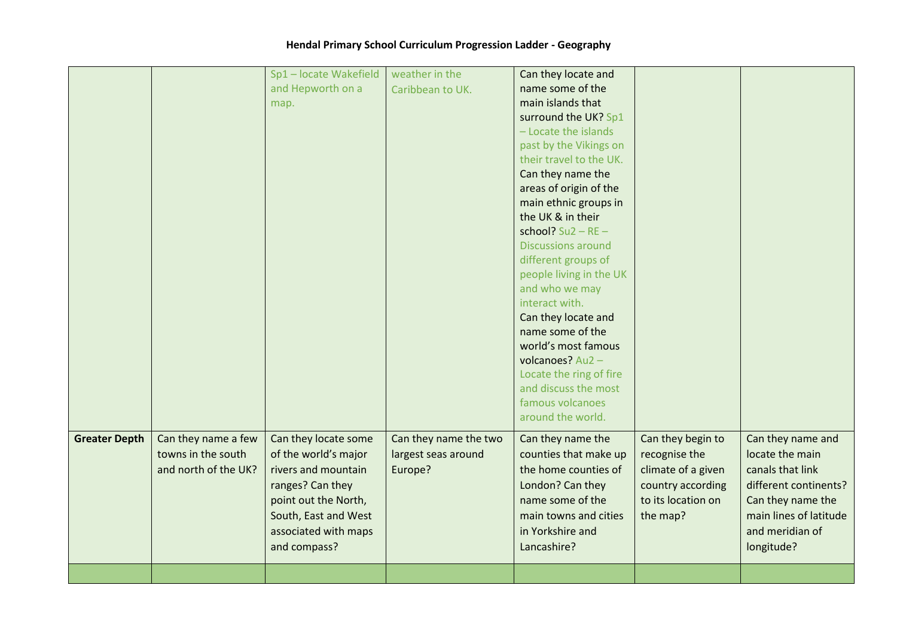# Hendal Primary School Curriculum Progression Ladder - Geography

| | | | | | | |
|---|---|---|---|---|---|---|
| | | Sp1 – locate Wakefield and Hepworth on a map. | weather in the Caribbean to UK. | Can they locate and name some of the main islands that surround the UK? Sp1 – Locate the islands past by the Vikings on their travel to the UK. Can they name the areas of origin of the main ethnic groups in the UK & in their school? Su2 – RE – Discussions around different groups of people living in the UK and who we may interact with. Can they locate and name some of the world's most famous volcanoes? Au2 – Locate the ring of fire and discuss the most famous volcanoes around the world. | | |
| **Greater Depth** | Can they name a few towns in the south and north of the UK? | Can they locate some of the world's major rivers and mountain ranges? Can they point out the North, South, East and West associated with maps and compass? | Can they name the two largest seas around Europe? | Can they name the counties that make up the home counties of London? Can they name some of the main towns and cities in Yorkshire and Lancashire? | Can they begin to recognise the climate of a given country according to its location on the map? | Can they name and locate the main canals that link different continents? Can they name the main lines of latitude and meridian of longitude? |
| | | | | | | |